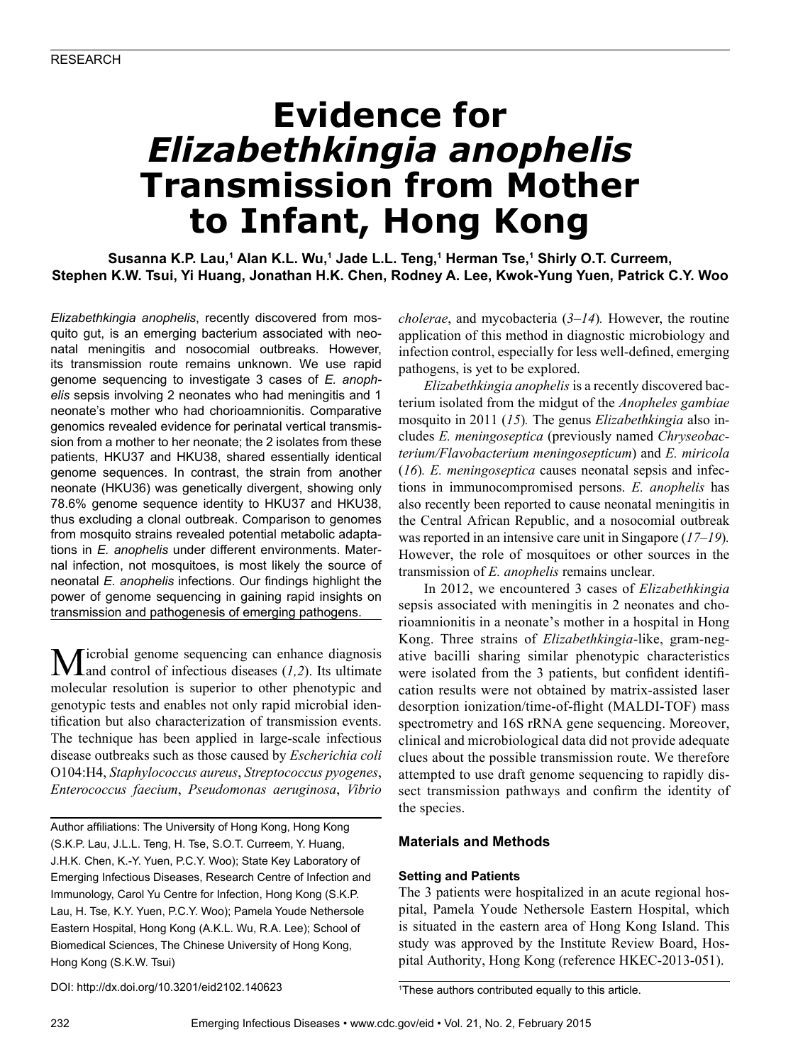RESEARCH

# Evidence for *Elizabethkingia anophelis* Transmission from Mother to Infant, Hong Kong

**Susanna K.P. Lau,[1] Alan K.L. Wu,[1] Jade L.L. Teng,[1] Herman Tse,[1] Shirly O.T. Curreem, Stephen K.W. Tsui, Yi Huang, Jonathan H.K. Chen, Rodney A. Lee, Kwok-Yung Yuen, Patrick C.Y. Woo**

*Elizabethkingia anophelis*, recently discovered from mosquito gut, is an emerging bacterium associated with neonatal meningitis and nosocomial outbreaks. However, its transmission route remains unknown. We use rapid genome sequencing to investigate 3 cases of *E. anophelis* sepsis involving 2 neonates who had meningitis and 1 neonate's mother who had chorioamnionitis. Comparative genomics revealed evidence for perinatal vertical transmission from a mother to her neonate; the 2 isolates from these patients, HKU37 and HKU38, shared essentially identical genome sequences. In contrast, the strain from another neonate (HKU36) was genetically divergent, showing only 78.6% genome sequence identity to HKU37 and HKU38, thus excluding a clonal outbreak. Comparison to genomes from mosquito strains revealed potential metabolic adaptations in *E. anophelis* under different environments. Maternal infection, not mosquitoes, is most likely the source of neonatal *E. anophelis* infections. Our findings highlight the power of genome sequencing in gaining rapid insights on transmission and pathogenesis of emerging pathogens.

Microbial genome sequencing can enhance diagnosis and control of infectious diseases (*1,2*). Its ultimate molecular resolution is superior to other phenotypic and genotypic tests and enables not only rapid microbial identification but also characterization of transmission events. The technique has been applied in large-scale infectious disease outbreaks such as those caused by *Escherichia coli* O104:H4, *Staphylococcus aureus*, *Streptococcus pyogenes*, *Enterococcus faecium*, *Pseudomonas aeruginosa*, *Vibrio cholerae*, and mycobacteria (*3–14*). However, the routine application of this method in diagnostic microbiology and infection control, especially for less well-defined, emerging pathogens, is yet to be explored.

*Elizabethkingia anophelis* is a recently discovered bacterium isolated from the midgut of the *Anopheles gambiae* mosquito in 2011 (*15*). The genus *Elizabethkingia* also includes *E. meningoseptica* (previously named *Chryseobacterium/Flavobacterium meningosepticum*) and *E. miricola* (*16*). *E. meningoseptica* causes neonatal sepsis and infections in immunocompromised persons. *E. anophelis* has also recently been reported to cause neonatal meningitis in the Central African Republic, and a nosocomial outbreak was reported in an intensive care unit in Singapore (*17–19*). However, the role of mosquitoes or other sources in the transmission of *E. anophelis* remains unclear.

In 2012, we encountered 3 cases of *Elizabethkingia* sepsis associated with meningitis in 2 neonates and chorioamnionitis in a neonate's mother in a hospital in Hong Kong. Three strains of *Elizabethkingia*-like, gram-negative bacilli sharing similar phenotypic characteristics were isolated from the 3 patients, but confident identification results were not obtained by matrix-assisted laser desorption ionization/time-of-flight (MALDI-TOF) mass spectrometry and 16S rRNA gene sequencing. Moreover, clinical and microbiological data did not provide adequate clues about the possible transmission route. We therefore attempted to use draft genome sequencing to rapidly dissect transmission pathways and confirm the identity of the species.

## Materials and Methods

### Setting and Patients

The 3 patients were hospitalized in an acute regional hospital, Pamela Youde Nethersole Eastern Hospital, which is situated in the eastern area of Hong Kong Island. This study was approved by the Institute Review Board, Hospital Authority, Hong Kong (reference HKEC-2013-051).

Author affiliations: The University of Hong Kong, Hong Kong (S.K.P. Lau, J.L.L. Teng, H. Tse, S.O.T. Curreem, Y. Huang, J.H.K. Chen, K.-Y. Yuen, P.C.Y. Woo); State Key Laboratory of Emerging Infectious Diseases, Research Centre of Infection and Immunology, Carol Yu Centre for Infection, Hong Kong (S.K.P. Lau, H. Tse, K.Y. Yuen, P.C.Y. Woo); Pamela Youde Nethersole Eastern Hospital, Hong Kong (A.K.L. Wu, R.A. Lee); School of Biomedical Sciences, The Chinese University of Hong Kong, Hong Kong (S.K.W. Tsui)

DOI: http://dx.doi.org/10.3201/eid2102.140623

[1]These authors contributed equally to this article.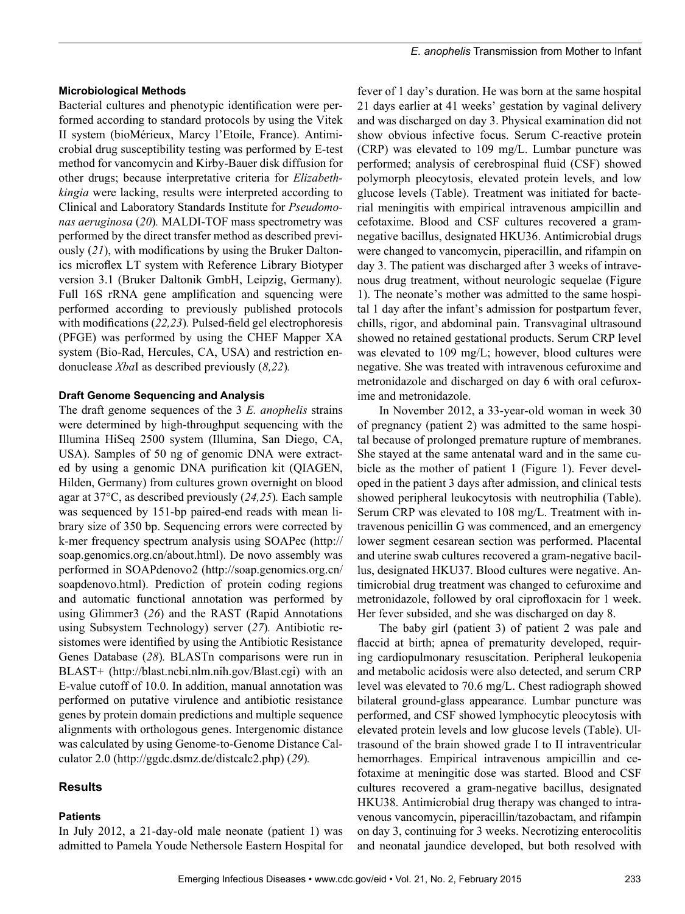### Microbiological Methods

Bacterial cultures and phenotypic identification were performed according to standard protocols by using the Vitek II system (bioMérieux, Marcy l'Etoile, France). Antimicrobial drug susceptibility testing was performed by E-test method for vancomycin and Kirby-Bauer disk diffusion for other drugs; because interpretative criteria for *Elizabethkingia* were lacking, results were interpreted according to Clinical and Laboratory Standards Institute for *Pseudomonas aeruginosa* (*20*)*.* MALDI-TOF mass spectrometry was performed by the direct transfer method as described previously (*21*), with modifications by using the Bruker Daltonics microflex LT system with Reference Library Biotyper version 3.1 (Bruker Daltonik GmbH, Leipzig, Germany). Full 16S rRNA gene amplification and sequencing were performed according to previously published protocols with modifications (*22,23*)*.* Pulsed-field gel electrophoresis (PFGE) was performed by using the CHEF Mapper XA system (Bio-Rad, Hercules, CA, USA) and restriction endonuclease *Xba*I as described previously (*8,22*)*.*

### Draft Genome Sequencing and Analysis

The draft genome sequences of the 3 *E. anophelis* strains were determined by high-throughput sequencing with the Illumina HiSeq 2500 system (Illumina, San Diego, CA, USA). Samples of 50 ng of genomic DNA were extracted by using a genomic DNA purification kit (QIAGEN, Hilden, Germany) from cultures grown overnight on blood agar at 37°C, as described previously (*24,25*)*.* Each sample was sequenced by 151-bp paired-end reads with mean library size of 350 bp. Sequencing errors were corrected by k-mer frequency spectrum analysis using SOAPec (http://soap.genomics.org.cn/about.html). De novo assembly was performed in SOAPdenovo2 (http://soap.genomics.org.cn/soapdenovo.html). Prediction of protein coding regions and automatic functional annotation was performed by using Glimmer3 (*26*) and the RAST (Rapid Annotations using Subsystem Technology) server (*27*)*.* Antibiotic resistomes were identified by using the Antibiotic Resistance Genes Database (*28*)*.* BLASTn comparisons were run in BLAST+ (http://blast.ncbi.nlm.nih.gov/Blast.cgi) with an E-value cutoff of 10.0. In addition, manual annotation was performed on putative virulence and antibiotic resistance genes by protein domain predictions and multiple sequence alignments with orthologous genes. Intergenomic distance was calculated by using Genome-to-Genome Distance Calculator 2.0 (http://ggdc.dsmz.de/distcalc2.php) (*29*)*.*

## Results

### Patients

In July 2012, a 21-day-old male neonate (patient 1) was admitted to Pamela Youde Nethersole Eastern Hospital for fever of 1 day's duration. He was born at the same hospital 21 days earlier at 41 weeks' gestation by vaginal delivery and was discharged on day 3. Physical examination did not show obvious infective focus. Serum C-reactive protein (CRP) was elevated to 109 mg/L. Lumbar puncture was performed; analysis of cerebrospinal fluid (CSF) showed polymorph pleocytosis, elevated protein levels, and low glucose levels (Table). Treatment was initiated for bacterial meningitis with empirical intravenous ampicillin and cefotaxime. Blood and CSF cultures recovered a gram-negative bacillus, designated HKU36. Antimicrobial drugs were changed to vancomycin, piperacillin, and rifampin on day 3. The patient was discharged after 3 weeks of intravenous drug treatment, without neurologic sequelae (Figure 1). The neonate's mother was admitted to the same hospital 1 day after the infant's admission for postpartum fever, chills, rigor, and abdominal pain. Transvaginal ultrasound showed no retained gestational products. Serum CRP level was elevated to 109 mg/L; however, blood cultures were negative. She was treated with intravenous cefuroxime and metronidazole and discharged on day 6 with oral cefuroxime and metronidazole.

In November 2012, a 33-year-old woman in week 30 of pregnancy (patient 2) was admitted to the same hospital because of prolonged premature rupture of membranes. She stayed at the same antenatal ward and in the same cubicle as the mother of patient 1 (Figure 1). Fever developed in the patient 3 days after admission, and clinical tests showed peripheral leukocytosis with neutrophilia (Table). Serum CRP was elevated to 108 mg/L. Treatment with intravenous penicillin G was commenced, and an emergency lower segment cesarean section was performed. Placental and uterine swab cultures recovered a gram-negative bacillus, designated HKU37. Blood cultures were negative. Antimicrobial drug treatment was changed to cefuroxime and metronidazole, followed by oral ciprofloxacin for 1 week. Her fever subsided, and she was discharged on day 8.

The baby girl (patient 3) of patient 2 was pale and flaccid at birth; apnea of prematurity developed, requiring cardiopulmonary resuscitation. Peripheral leukopenia and metabolic acidosis were also detected, and serum CRP level was elevated to 70.6 mg/L. Chest radiograph showed bilateral ground-glass appearance. Lumbar puncture was performed, and CSF showed lymphocytic pleocytosis with elevated protein levels and low glucose levels (Table). Ultrasound of the brain showed grade I to II intraventricular hemorrhages. Empirical intravenous ampicillin and cefotaxime at meningitic dose was started. Blood and CSF cultures recovered a gram-negative bacillus, designated HKU38. Antimicrobial drug therapy was changed to intravenous vancomycin, piperacillin/tazobactam, and rifampin on day 3, continuing for 3 weeks. Necrotizing enterocolitis and neonatal jaundice developed, but both resolved with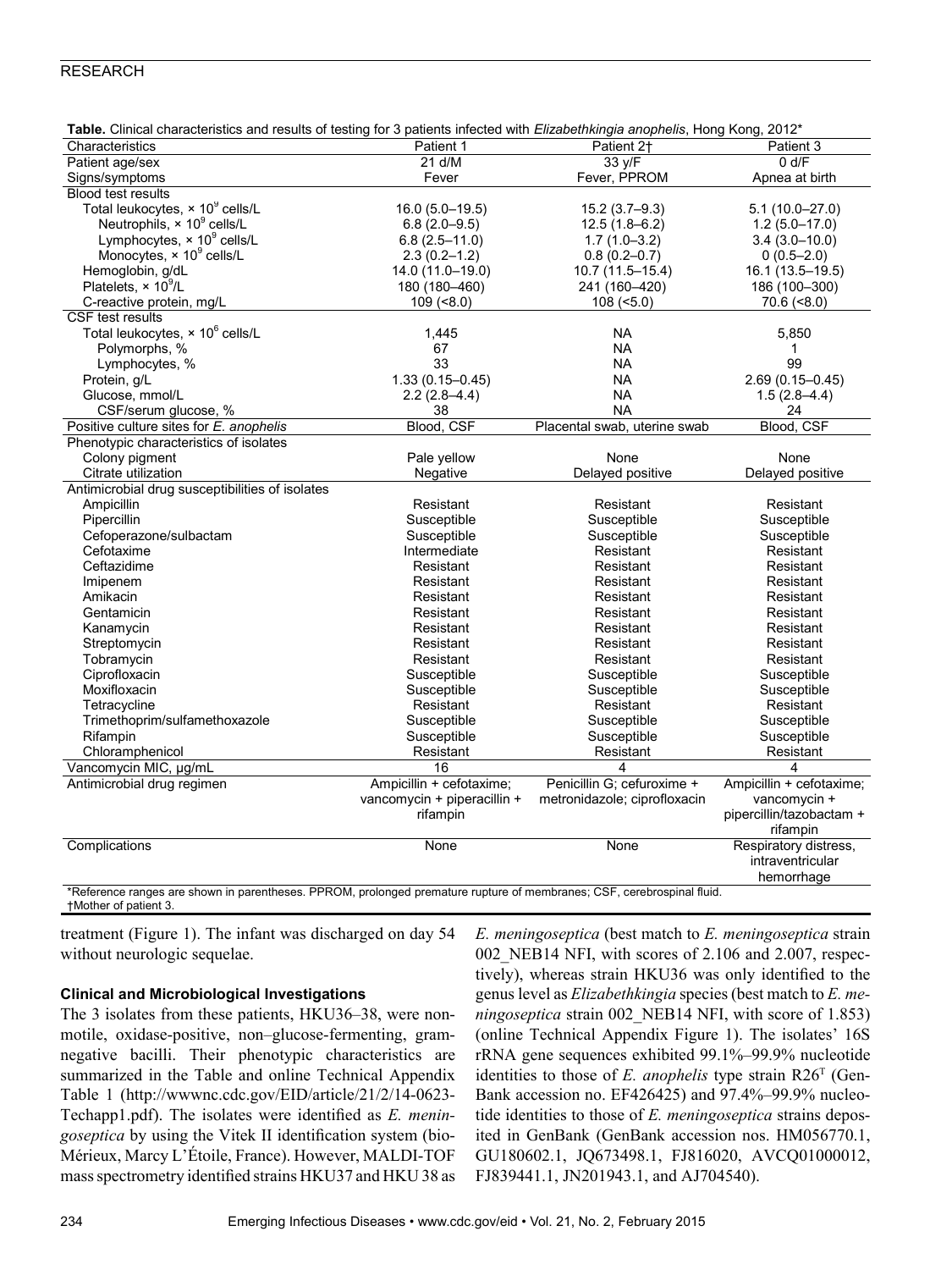**Table.** Clinical characteristics and results of testing for 3 patients infected with *Elizabethkingia anophelis*, Hong Kong, 2012*

| Characteristics | Patient 1 | Patient 2† | Patient 3 |
|---|---|---|---|
| Patient age/sex | 21 d/M | 33 y/F | 0 d/F |
| Signs/symptoms | Fever | Fever, PPROM | Apnea at birth |
| Blood test results | | | |
| Total leukocytes, × $10^9$ cells/L | 16.0 (5.0–19.5) | 15.2 (3.7–9.3) | 5.1 (10.0–27.0) |
| Neutrophils, × $10^9$ cells/L | 6.8 (2.0–9.5) | 12.5 (1.8–6.2) | 1.2 (5.0–17.0) |
| Lymphocytes, × $10^9$ cells/L | 6.8 (2.5–11.0) | 1.7 (1.0–3.2) | 3.4 (3.0–10.0) |
| Monocytes, × $10^9$ cells/L | 2.3 (0.2–1.2) | 0.8 (0.2–0.7) | 0 (0.5–2.0) |
| Hemoglobin, g/dL | 14.0 (11.0–19.0) | 10.7 (11.5–15.4) | 16.1 (13.5–19.5) |
| Platelets, × $10^9$/L | 180 (180–460) | 241 (160–420) | 186 (100–300) |
| C-reactive protein, mg/L | 109 (<8.0) | 108 (<5.0) | 70.6 (<8.0) |
| CSF test results | | | |
| Total leukocytes, × $10^6$ cells/L | 1,445 | NA | 5,850 |
| Polymorphs, % | 67 | NA | 1 |
| Lymphocytes, % | 33 | NA | 99 |
| Protein, g/L | 1.33 (0.15–0.45) | NA | 2.69 (0.15–0.45) |
| Glucose, mmol/L | 2.2 (2.8–4.4) | NA | 1.5 (2.8–4.4) |
| CSF/serum glucose, % | 38 | NA | 24 |
| Positive culture sites for *E. anophelis* | Blood, CSF | Placental swab, uterine swab | Blood, CSF |
| Phenotypic characteristics of isolates | | | |
| Colony pigment | Pale yellow | None | None |
| Citrate utilization | Negative | Delayed positive | Delayed positive |
| Antimicrobial drug susceptibilities of isolates | | | |
| Ampicillin | Resistant | Resistant | Resistant |
| Pipercillin | Susceptible | Susceptible | Susceptible |
| Cefoperazone/sulbactam | Susceptible | Susceptible | Susceptible |
| Cefotaxime | Intermediate | Resistant | Resistant |
| Ceftazidime | Resistant | Resistant | Resistant |
| Imipenem | Resistant | Resistant | Resistant |
| Amikacin | Resistant | Resistant | Resistant |
| Gentamicin | Resistant | Resistant | Resistant |
| Kanamycin | Resistant | Resistant | Resistant |
| Streptomycin | Resistant | Resistant | Resistant |
| Tobramycin | Resistant | Resistant | Resistant |
| Ciprofloxacin | Susceptible | Susceptible | Susceptible |
| Moxifloxacin | Susceptible | Susceptible | Susceptible |
| Tetracycline | Resistant | Resistant | Resistant |
| Trimethoprim/sulfamethoxazole | Susceptible | Susceptible | Susceptible |
| Rifampin | Susceptible | Susceptible | Susceptible |
| Chloramphenicol | Resistant | Resistant | Resistant |
| Vancomycin MIC, µg/mL | 16 | 4 | 4 |
| Antimicrobial drug regimen | Ampicillin + cefotaxime; vancomycin + piperacillin + rifampin | Penicillin G; cefuroxime + metronidazole; ciprofloxacin | Ampicillin + cefotaxime; vancomycin + pipercillin/tazobactam + rifampin |
| Complications | None | None | Respiratory distress, intraventricular hemorrhage |

*Reference ranges are shown in parentheses. PPROM, prolonged premature rupture of membranes; CSF, cerebrospinal fluid.
†Mother of patient 3.

treatment (Figure 1). The infant was discharged on day 54 without neurologic sequelae.

### Clinical and Microbiological Investigations

The 3 isolates from these patients, HKU36–38, were nonmotile, oxidase-positive, non–glucose-fermenting, gram-negative bacilli. Their phenotypic characteristics are summarized in the Table and online Technical Appendix Table 1 (http://wwwnc.cdc.gov/EID/article/21/2/14-0623-Techapp1.pdf). The isolates were identified as *E. meningoseptica* by using the Vitek II identification system (bioMérieux, Marcy L'Étoile, France). However, MALDI-TOF mass spectrometry identified strains HKU37 and HKU 38 as *E. meningoseptica* (best match to *E. meningoseptica* strain 002_NEB14 NFI, with scores of 2.106 and 2.007, respectively), whereas strain HKU36 was only identified to the genus level as *Elizabethkingia* species (best match to *E. meningoseptica* strain 002_NEB14 NFI, with score of 1.853) (online Technical Appendix Figure 1). The isolates' 16S rRNA gene sequences exhibited 99.1%–99.9% nucleotide identities to those of *E. anophelis* type strain R26$^T$ (GenBank accession no. EF426425) and 97.4%–99.9% nucleotide identities to those of *E. meningoseptica* strains deposited in GenBank (GenBank accession nos. HM056770.1, GU180602.1, JQ673498.1, FJ816020, AVCQ01000012, FJ839441.1, JN201943.1, and AJ704540).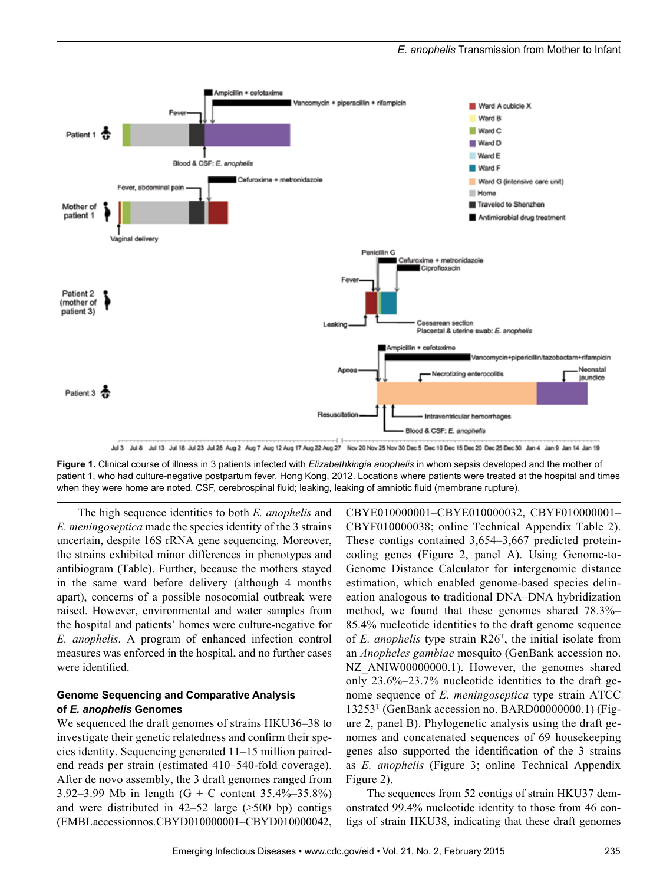**Figure 1.** Clinical course of illness in 3 patients infected with *Elizabethkingia anophelis* in whom sepsis developed and the mother of patient 1, who had culture-negative postpartum fever, Hong Kong, 2012. Locations where patients were treated at the hospital and times when they were home are noted. CSF, cerebrospinal fluid; leaking, leaking of amniotic fluid (membrane rupture).

The high sequence identities to both *E. anophelis* and *E. meningoseptica* made the species identity of the 3 strains uncertain, despite 16S rRNA gene sequencing. Moreover, the strains exhibited minor differences in phenotypes and antibiogram (Table). Further, because the mothers stayed in the same ward before delivery (although 4 months apart), concerns of a possible nosocomial outbreak were raised. However, environmental and water samples from the hospital and patients' homes were culture-negative for *E. anophelis*. A program of enhanced infection control measures was enforced in the hospital, and no further cases were identified.

### Genome Sequencing and Comparative Analysis of *E. anophelis* Genomes

We sequenced the draft genomes of strains HKU36–38 to investigate their genetic relatedness and confirm their species identity. Sequencing generated 11–15 million paired-end reads per strain (estimated 410–540-fold coverage). After de novo assembly, the 3 draft genomes ranged from 3.92–3.99 Mb in length (G + C content 35.4%–35.8%) and were distributed in 42–52 large (>500 bp) contigs (EMBLaccessionnos.CBYD010000001–CBYD010000042, CBYE010000001–CBYE010000032, CBYF010000001–CBYF010000038; online Technical Appendix Table 2). These contigs contained 3,654–3,667 predicted protein-coding genes (Figure 2, panel A). Using Genome-to-Genome Distance Calculator for intergenomic distance estimation, which enabled genome-based species delineation analogous to traditional DNA–DNA hybridization method, we found that these genomes shared 78.3%–85.4% nucleotide identities to the draft genome sequence of *E. anophelis* type strain R26$^{T}$, the initial isolate from an *Anopheles gambiae* mosquito (GenBank accession no. NZ_ANIW00000000.1). However, the genomes shared only 23.6%–23.7% nucleotide identities to the draft genome sequence of *E. meningoseptica* type strain ATCC 13253$^{T}$ (GenBank accession no. BARD00000000.1) (Figure 2, panel B). Phylogenetic analysis using the draft genomes and concatenated sequences of 69 housekeeping genes also supported the identification of the 3 strains as *E. anophelis* (Figure 3; online Technical Appendix Figure 2).

The sequences from 52 contigs of strain HKU37 demonstrated 99.4% nucleotide identity to those from 46 contigs of strain HKU38, indicating that these draft genomes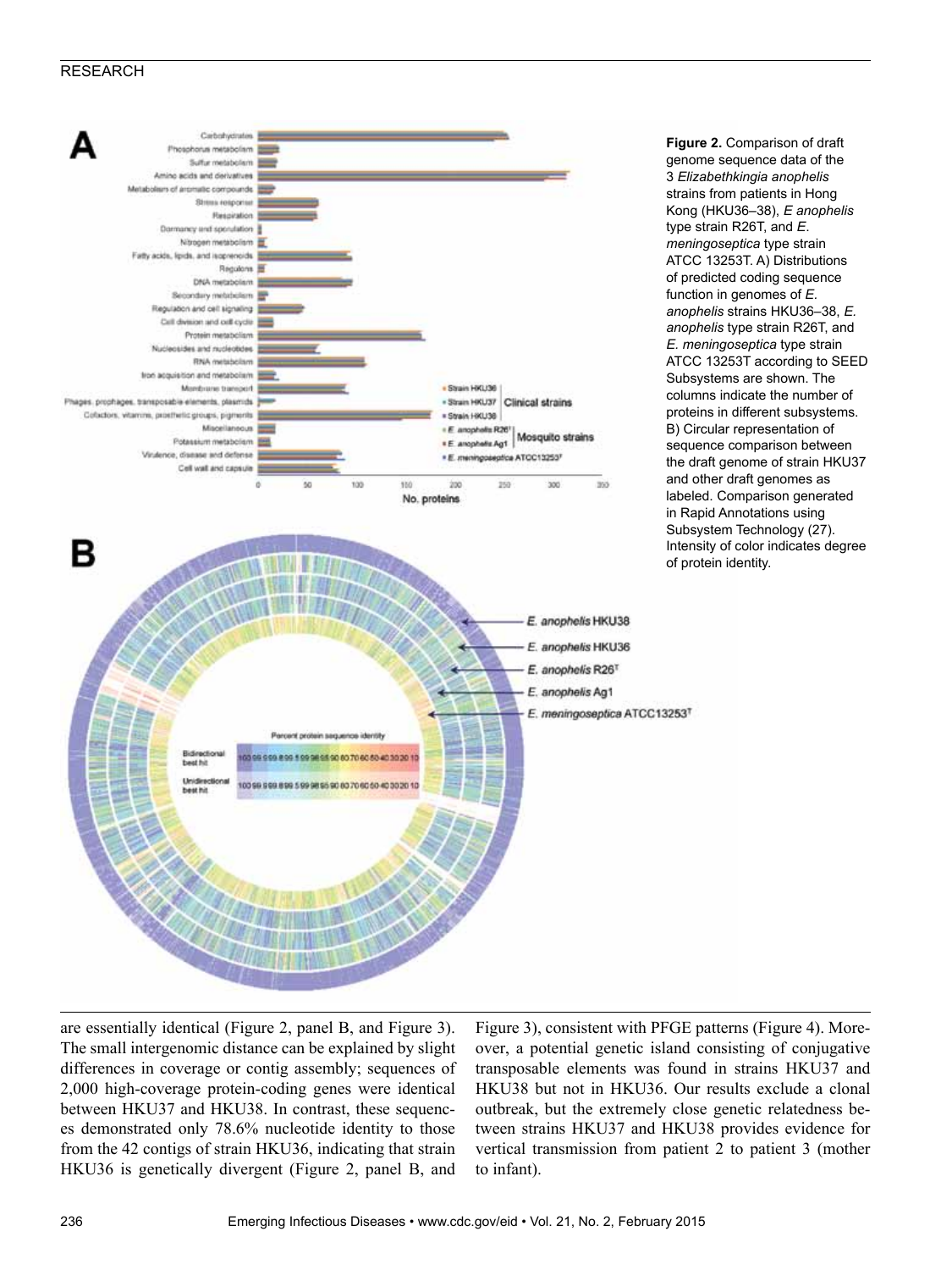**Figure 2.** Comparison of draft genome sequence data of the 3 *Elizabethkingia anophelis* strains from patients in Hong Kong (HKU36–38), *E anophelis* type strain R26T, and *E. meningoseptica* type strain ATCC 13253T. A) Distributions of predicted coding sequence function in genomes of *E. anophelis* strains HKU36–38, *E. anophelis* type strain R26T, and *E. meningoseptica* type strain ATCC 13253T according to SEED Subsystems are shown. The columns indicate the number of proteins in different subsystems. B) Circular representation of sequence comparison between the draft genome of strain HKU37 and other draft genomes as labeled. Comparison generated in Rapid Annotations using Subsystem Technology (27). Intensity of color indicates degree of protein identity.

are essentially identical (Figure 2, panel B, and Figure 3). The small intergenomic distance can be explained by slight differences in coverage or contig assembly; sequences of 2,000 high-coverage protein-coding genes were identical between HKU37 and HKU38. In contrast, these sequences demonstrated only 78.6% nucleotide identity to those from the 42 contigs of strain HKU36, indicating that strain HKU36 is genetically divergent (Figure 2, panel B, and Figure 3), consistent with PFGE patterns (Figure 4). Moreover, a potential genetic island consisting of conjugative transposable elements was found in strains HKU37 and HKU38 but not in HKU36. Our results exclude a clonal outbreak, but the extremely close genetic relatedness between strains HKU37 and HKU38 provides evidence for vertical transmission from patient 2 to patient 3 (mother to infant).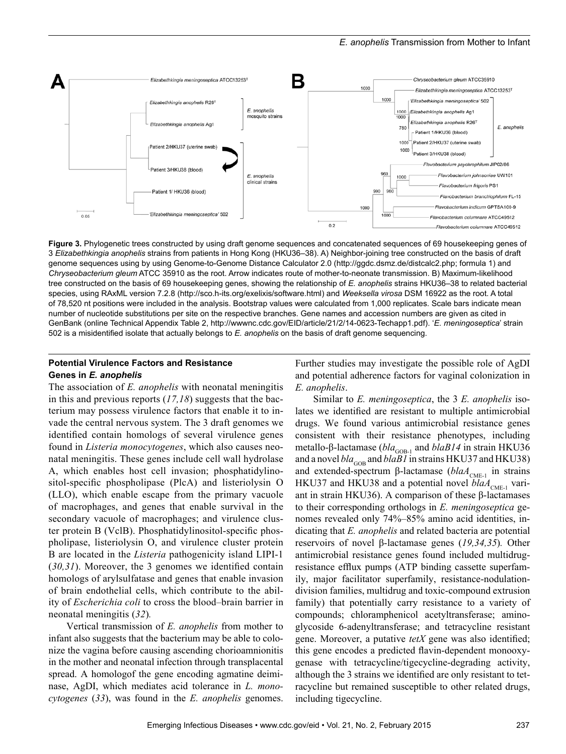**Figure 3.** Phylogenetic trees constructed by using draft genome sequences and concatenated sequences of 69 housekeeping genes of 3 *Elizabethkingia anophelis* strains from patients in Hong Kong (HKU36–38). A) Neighbor-joining tree constructed on the basis of draft genome sequences using by using Genome-to-Genome Distance Calculator 2.0 (http://ggdc.dsmz.de/distcalc2.php; formula 1) and *Chryseobacterium gleum* ATCC 35910 as the root. Arrow indicates route of mother-to-neonate transmission. B) Maximum-likelihood tree constructed on the basis of 69 housekeeping genes, showing the relationship of *E. anophelis* strains HKU36–38 to related bacterial species, using RAxML version 7.2.8 (http://sco.h-its.org/exelixis/software.html) and *Weeksella virosa* DSM 16922 as the root. A total of 78,520 nt positions were included in the analysis. Bootstrap values were calculated from 1,000 replicates. Scale bars indicate mean number of nucleotide substitutions per site on the respective branches. Gene names and accession numbers are given as cited in GenBank (online Technical Appendix Table 2, http://wwwnc.cdc.gov/EID/article/21/2/14-0623-Techapp1.pdf). '*E. meningoseptica*' strain 502 is a misidentified isolate that actually belongs to *E. anophelis* on the basis of draft genome sequencing.

### Potential Virulence Factors and Resistance Genes in *E. anophelis*

The association of *E. anophelis* with neonatal meningitis in this and previous reports (*17,18*) suggests that the bacterium may possess virulence factors that enable it to invade the central nervous system. The 3 draft genomes we identified contain homologs of several virulence genes found in *Listeria monocytogenes*, which also causes neonatal meningitis. These genes include cell wall hydrolase A, which enables host cell invasion; phosphatidylinositol-specific phospholipase (PlcA) and listeriolysin O (LLO), which enable escape from the primary vacuole of macrophages, and genes that enable survival in the secondary vacuole of macrophages; and virulence cluster protein B (VclB). Phosphatidylinositol-specific phospholipase, listeriolysin O, and virulence cluster protein B are located in the *Listeria* pathogenicity island LIPI-1 (*30,31*). Moreover, the 3 genomes we identified contain homologs of arylsulfatase and genes that enable invasion of brain endothelial cells, which contribute to the ability of *Escherichia coli* to cross the blood–brain barrier in neonatal meningitis (*32*).

Vertical transmission of *E. anophelis* from mother to infant also suggests that the bacterium may be able to colonize the vagina before causing ascending chorioamnionitis in the mother and neonatal infection through transplacental spread. A homologof the gene encoding agmatine deiminase, AgDI, which mediates acid tolerance in *L. monocytogenes* (*33*), was found in the *E. anophelis* genomes. Further studies may investigate the possible role of AgDI and potential adherence factors for vaginal colonization in *E. anophelis*.

Similar to *E. meningoseptica*, the 3 *E. anophelis* isolates we identified are resistant to multiple antimicrobial drugs. We found various antimicrobial resistance genes consistent with their resistance phenotypes, including metallo-β-lactamase ($bla_{GOB-1}$ and *blaB14* in strain HKU36 and a novel $bla_{GOB}$ and *blaB1* in strains HKU37 and HKU38) and extended-spectrum β-lactamase ($blaA_{CME-1}$ in strains HKU37 and HKU38 and a potential novel $blaA_{CME-1}$ variant in strain HKU36). A comparison of these β-lactamases to their corresponding orthologs in *E. meningoseptica* genomes revealed only 74%–85% amino acid identities, indicating that *E. anophelis* and related bacteria are potential reservoirs of novel β-lactamase genes (*19,34,35*). Other antimicrobial resistance genes found included multidrug-resistance efflux pumps (ATP binding cassette superfamily, major facilitator superfamily, resistance-nodulation-division families, multidrug and toxic-compound extrusion family) that potentially carry resistance to a variety of compounds; chloramphenicol acetyltransferase; aminoglycoside 6-adenyltransferase; and tetracycline resistant gene. Moreover, a putative *tetX* gene was also identified; this gene encodes a predicted flavin-dependent monooxygenase with tetracycline/tigecycline-degrading activity, although the 3 strains we identified are only resistant to tetracycline but remained susceptible to other related drugs, including tigecycline.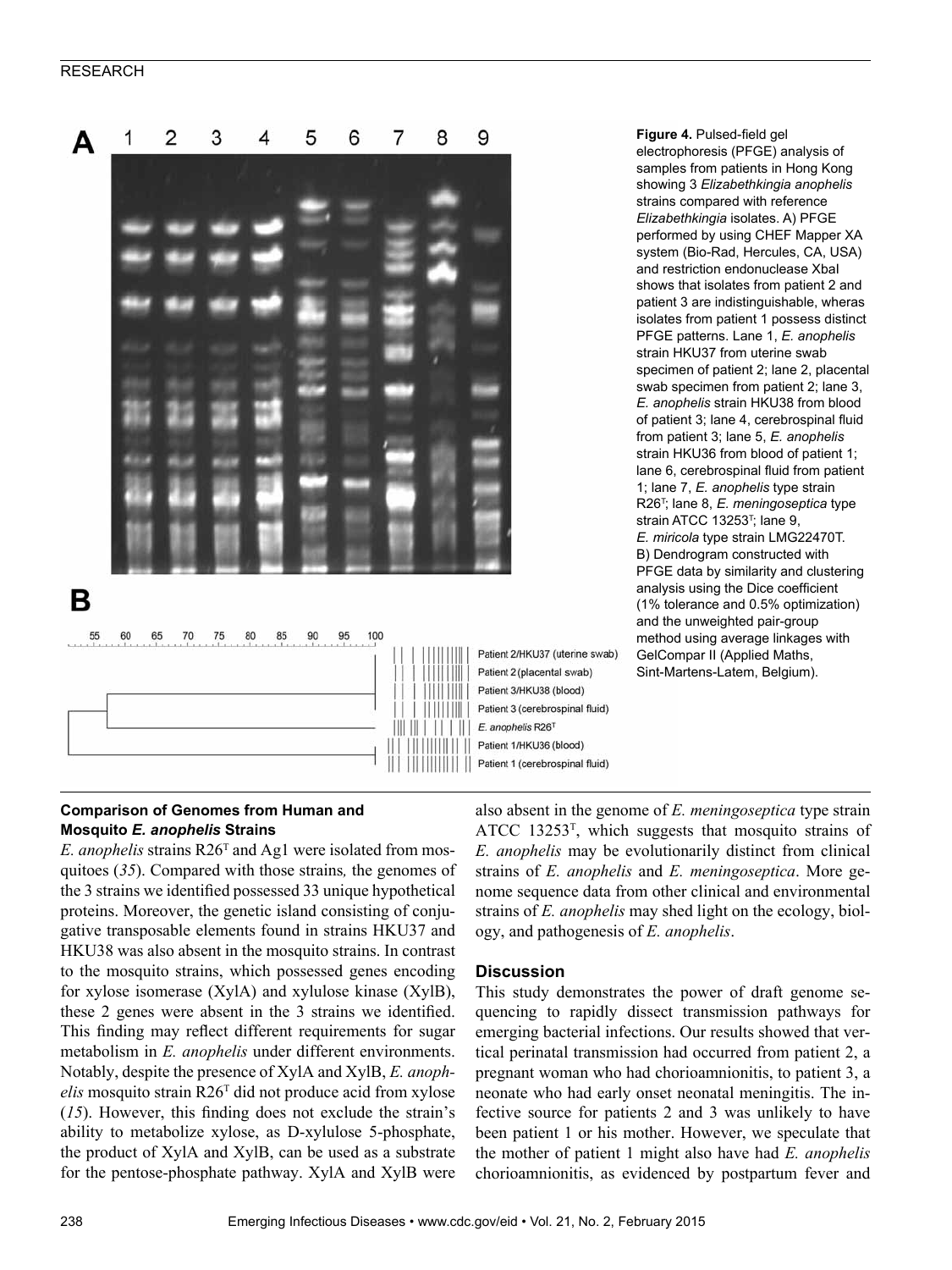**Figure 4.** Pulsed-field gel electrophoresis (PFGE) analysis of samples from patients in Hong Kong showing 3 *Elizabethkingia anophelis* strains compared with reference *Elizabethkingia* isolates. A) PFGE performed by using CHEF Mapper XA system (Bio-Rad, Hercules, CA, USA) and restriction endonuclease XbaI shows that isolates from patient 2 and patient 3 are indistinguishable, wheras isolates from patient 1 possess distinct PFGE patterns. Lane 1, *E. anophelis* strain HKU37 from uterine swab specimen of patient 2; lane 2, placental swab specimen from patient 2; lane 3, *E. anophelis* strain HKU38 from blood of patient 3; lane 4, cerebrospinal fluid from patient 3; lane 5, *E. anophelis* strain HKU36 from blood of patient 1; lane 6, cerebrospinal fluid from patient 1; lane 7, *E. anophelis* type strain R26[T]; lane 8, *E. meningoseptica* type strain ATCC 13253[T]; lane 9, *E. miricola* type strain LMG22470T. B) Dendrogram constructed with PFGE data by similarity and clustering analysis using the Dice coefficient (1% tolerance and 0.5% optimization) and the unweighted pair-group method using average linkages with GelCompar II (Applied Maths, Sint-Martens-Latem, Belgium).

### Comparison of Genomes from Human and Mosquito *E. anophelis* Strains

*E. anophelis* strains R26[T] and Ag1 were isolated from mosquitoes (*35*). Compared with those strains*,* the genomes of the 3 strains we identified possessed 33 unique hypothetical proteins. Moreover, the genetic island consisting of conjugative transposable elements found in strains HKU37 and HKU38 was also absent in the mosquito strains. In contrast to the mosquito strains, which possessed genes encoding for xylose isomerase (XylA) and xylulose kinase (XylB), these 2 genes were absent in the 3 strains we identified. This finding may reflect different requirements for sugar metabolism in *E. anophelis* under different environments. Notably, despite the presence of XylA and XylB, *E. anophelis* mosquito strain R26[T] did not produce acid from xylose (*15*). However, this finding does not exclude the strain's ability to metabolize xylose, as D-xylulose 5-phosphate, the product of XylA and XylB, can be used as a substrate for the pentose-phosphate pathway. XylA and XylB were also absent in the genome of *E. meningoseptica* type strain ATCC 13253[T], which suggests that mosquito strains of *E. anophelis* may be evolutionarily distinct from clinical strains of *E. anophelis* and *E. meningoseptica*. More genome sequence data from other clinical and environmental strains of *E. anophelis* may shed light on the ecology, biology, and pathogenesis of *E. anophelis*.

## Discussion

This study demonstrates the power of draft genome sequencing to rapidly dissect transmission pathways for emerging bacterial infections. Our results showed that vertical perinatal transmission had occurred from patient 2, a pregnant woman who had chorioamnionitis, to patient 3, a neonate who had early onset neonatal meningitis. The infective source for patients 2 and 3 was unlikely to have been patient 1 or his mother. However, we speculate that the mother of patient 1 might also have had *E. anophelis* chorioamnionitis, as evidenced by postpartum fever and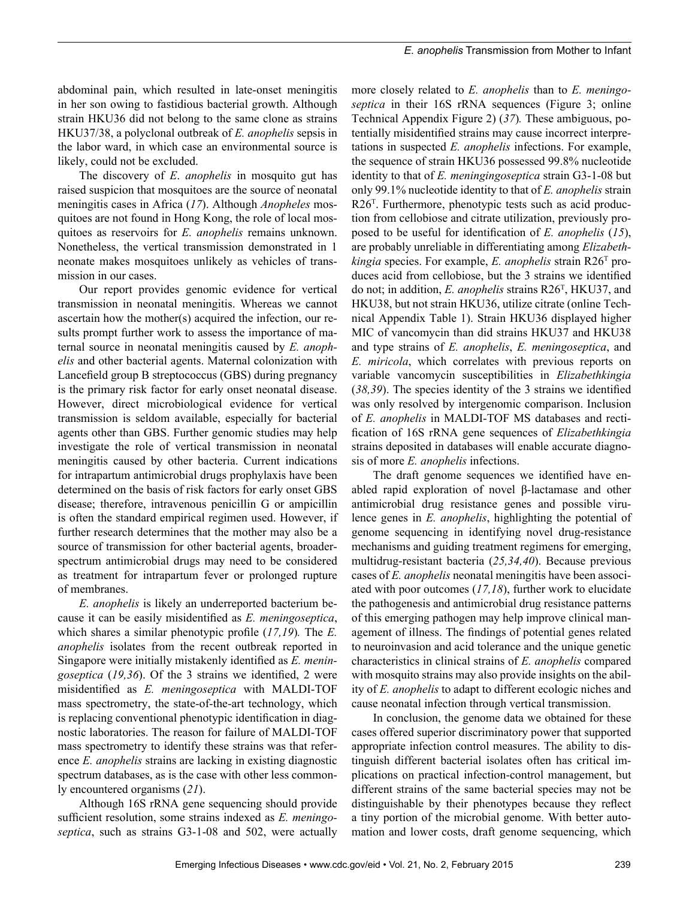abdominal pain, which resulted in late-onset meningitis in her son owing to fastidious bacterial growth. Although strain HKU36 did not belong to the same clone as strains HKU37/38, a polyclonal outbreak of *E. anophelis* sepsis in the labor ward, in which case an environmental source is likely, could not be excluded.

The discovery of *E. anophelis* in mosquito gut has raised suspicion that mosquitoes are the source of neonatal meningitis cases in Africa (*17*). Although *Anopheles* mosquitoes are not found in Hong Kong, the role of local mosquitoes as reservoirs for *E. anophelis* remains unknown. Nonetheless, the vertical transmission demonstrated in 1 neonate makes mosquitoes unlikely as vehicles of transmission in our cases.

Our report provides genomic evidence for vertical transmission in neonatal meningitis. Whereas we cannot ascertain how the mother(s) acquired the infection, our results prompt further work to assess the importance of maternal source in neonatal meningitis caused by *E. anophelis* and other bacterial agents. Maternal colonization with Lancefield group B streptococcus (GBS) during pregnancy is the primary risk factor for early onset neonatal disease. However, direct microbiological evidence for vertical transmission is seldom available, especially for bacterial agents other than GBS. Further genomic studies may help investigate the role of vertical transmission in neonatal meningitis caused by other bacteria. Current indications for intrapartum antimicrobial drugs prophylaxis have been determined on the basis of risk factors for early onset GBS disease; therefore, intravenous penicillin G or ampicillin is often the standard empirical regimen used. However, if further research determines that the mother may also be a source of transmission for other bacterial agents, broader-spectrum antimicrobial drugs may need to be considered as treatment for intrapartum fever or prolonged rupture of membranes.

*E. anophelis* is likely an underreported bacterium because it can be easily misidentified as *E. meningoseptica*, which shares a similar phenotypic profile (*17,19*). The *E. anophelis* isolates from the recent outbreak reported in Singapore were initially mistakenly identified as *E. meningoseptica* (*19,36*). Of the 3 strains we identified, 2 were misidentified as *E. meningoseptica* with MALDI-TOF mass spectrometry, the state-of-the-art technology, which is replacing conventional phenotypic identification in diagnostic laboratories. The reason for failure of MALDI-TOF mass spectrometry to identify these strains was that reference *E. anophelis* strains are lacking in existing diagnostic spectrum databases, as is the case with other less commonly encountered organisms (*21*).

Although 16S rRNA gene sequencing should provide sufficient resolution, some strains indexed as *E. meningoseptica*, such as strains G3-1-08 and 502, were actually more closely related to *E. anophelis* than to *E. meningoseptica* in their 16S rRNA sequences (Figure 3; online Technical Appendix Figure 2) (*37*). These ambiguous, potentially misidentified strains may cause incorrect interpretations in suspected *E. anophelis* infections. For example, the sequence of strain HKU36 possessed 99.8% nucleotide identity to that of *E. meningingoseptica* strain G3-1-08 but only 99.1% nucleotide identity to that of *E. anophelis* strain R26[T]. Furthermore, phenotypic tests such as acid production from cellobiose and citrate utilization, previously proposed to be useful for identification of *E. anophelis* (*15*), are probably unreliable in differentiating among *Elizabethkingia* species. For example, *E. anophelis* strain R26[T] produces acid from cellobiose, but the 3 strains we identified do not; in addition, *E. anophelis* strains R26[T], HKU37, and HKU38, but not strain HKU36, utilize citrate (online Technical Appendix Table 1). Strain HKU36 displayed higher MIC of vancomycin than did strains HKU37 and HKU38 and type strains of *E. anophelis*, *E. meningoseptica*, and *E. miricola*, which correlates with previous reports on variable vancomycin susceptibilities in *Elizabethkingia* (*38,39*). The species identity of the 3 strains we identified was only resolved by intergenomic comparison. Inclusion of *E. anophelis* in MALDI-TOF MS databases and rectification of 16S rRNA gene sequences of *Elizabethkingia* strains deposited in databases will enable accurate diagnosis of more *E. anophelis* infections.

The draft genome sequences we identified have enabled rapid exploration of novel β-lactamase and other antimicrobial drug resistance genes and possible virulence genes in *E. anophelis*, highlighting the potential of genome sequencing in identifying novel drug-resistance mechanisms and guiding treatment regimens for emerging, multidrug-resistant bacteria (*25,34,40*). Because previous cases of *E. anophelis* neonatal meningitis have been associated with poor outcomes (*17,18*), further work to elucidate the pathogenesis and antimicrobial drug resistance patterns of this emerging pathogen may help improve clinical management of illness. The findings of potential genes related to neuroinvasion and acid tolerance and the unique genetic characteristics in clinical strains of *E. anophelis* compared with mosquito strains may also provide insights on the ability of *E. anophelis* to adapt to different ecologic niches and cause neonatal infection through vertical transmission.

In conclusion, the genome data we obtained for these cases offered superior discriminatory power that supported appropriate infection control measures. The ability to distinguish different bacterial isolates often has critical implications on practical infection-control management, but different strains of the same bacterial species may not be distinguishable by their phenotypes because they reflect a tiny portion of the microbial genome. With better automation and lower costs, draft genome sequencing, which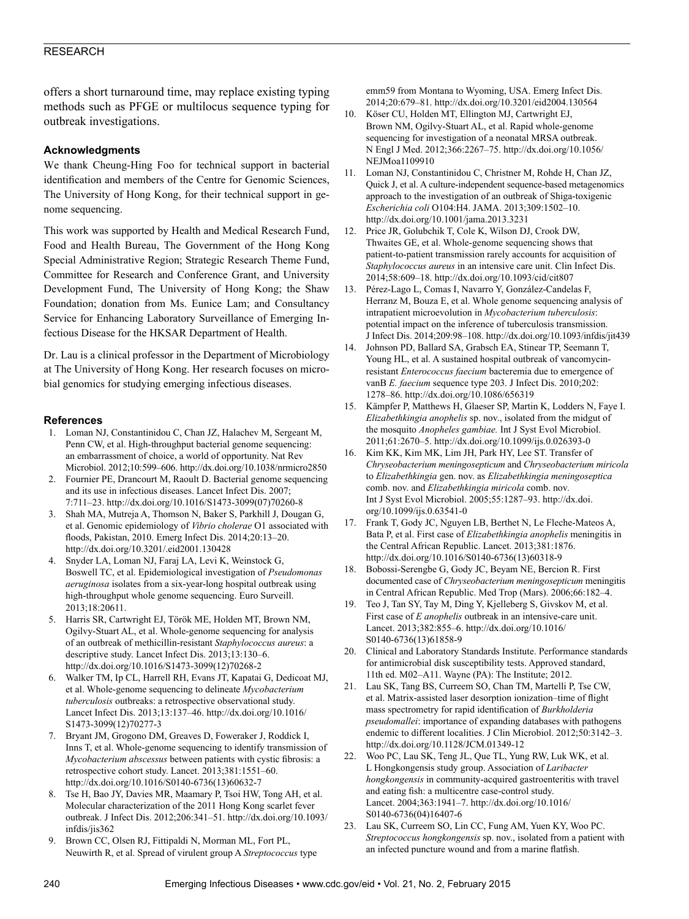offers a short turnaround time, may replace existing typing methods such as PFGE or multilocus sequence typing for outbreak investigations.

### Acknowledgments

We thank Cheung-Hing Foo for technical support in bacterial identification and members of the Centre for Genomic Sciences, The University of Hong Kong, for their technical support in genome sequencing.

This work was supported by Health and Medical Research Fund, Food and Health Bureau, The Government of the Hong Kong Special Administrative Region; Strategic Research Theme Fund, Committee for Research and Conference Grant, and University Development Fund, The University of Hong Kong; the Shaw Foundation; donation from Ms. Eunice Lam; and Consultancy Service for Enhancing Laboratory Surveillance of Emerging Infectious Disease for the HKSAR Department of Health.

Dr. Lau is a clinical professor in the Department of Microbiology at The University of Hong Kong. Her research focuses on microbial genomics for studying emerging infectious diseases.

### References

1. Loman NJ, Constantinidou C, Chan JZ, Halachev M, Sergeant M, Penn CW, et al. High-throughput bacterial genome sequencing: an embarrassment of choice, a world of opportunity. Nat Rev Microbiol. 2012;10:599–606. http://dx.doi.org/10.1038/nrmicro2850
2. Fournier PE, Drancourt M, Raoult D. Bacterial genome sequencing and its use in infectious diseases. Lancet Infect Dis. 2007; 7:711–23. http://dx.doi.org/10.1016/S1473-3099(07)70260-8
3. Shah MA, Mutreja A, Thomson N, Baker S, Parkhill J, Dougan G, et al. Genomic epidemiology of *Vibrio cholerae* O1 associated with floods, Pakistan, 2010. Emerg Infect Dis. 2014;20:13–20. http://dx.doi.org/10.3201/.eid2001.130428
4. Snyder LA, Loman NJ, Faraj LA, Levi K, Weinstock G, Boswell TC, et al. Epidemiological investigation of *Pseudomonas aeruginosa* isolates from a six-year-long hospital outbreak using high-throughput whole genome sequencing. Euro Surveill. 2013;18:20611.
5. Harris SR, Cartwright EJ, Török ME, Holden MT, Brown NM, Ogilvy-Stuart AL, et al. Whole-genome sequencing for analysis of an outbreak of methicillin-resistant *Staphylococcus aureus*: a descriptive study. Lancet Infect Dis. 2013;13:130–6. http://dx.doi.org/10.1016/S1473-3099(12)70268-2
6. Walker TM, Ip CL, Harrell RH, Evans JT, Kapatai G, Dedicoat MJ, et al. Whole-genome sequencing to delineate *Mycobacterium tuberculosis* outbreaks: a retrospective observational study. Lancet Infect Dis. 2013;13:137–46. http://dx.doi.org/10.1016/S1473-3099(12)70277-3
7. Bryant JM, Grogono DM, Greaves D, Foweraker J, Roddick I, Inns T, et al. Whole-genome sequencing to identify transmission of *Mycobacterium abscessus* between patients with cystic fibrosis: a retrospective cohort study. Lancet. 2013;381:1551–60. http://dx.doi.org/10.1016/S0140-6736(13)60632-7
8. Tse H, Bao JY, Davies MR, Maamary P, Tsoi HW, Tong AH, et al. Molecular characterization of the 2011 Hong Kong scarlet fever outbreak. J Infect Dis. 2012;206:341–51. http://dx.doi.org/10.1093/infdis/jis362
9. Brown CC, Olsen RJ, Fittipaldi N, Morman ML, Fort PL, Neuwirth R, et al. Spread of virulent group A *Streptococcus* type emm59 from Montana to Wyoming, USA. Emerg Infect Dis. 2014;20:679–81. http://dx.doi.org/10.3201/eid2004.130564
10. Köser CU, Holden MT, Ellington MJ, Cartwright EJ, Brown NM, Ogilvy-Stuart AL, et al. Rapid whole-genome sequencing for investigation of a neonatal MRSA outbreak. N Engl J Med. 2012;366:2267–75. http://dx.doi.org/10.1056/NEJMoa1109910
11. Loman NJ, Constantinidou C, Christner M, Rohde H, Chan JZ, Quick J, et al. A culture-independent sequence-based metagenomics approach to the investigation of an outbreak of Shiga-toxigenic *Escherichia coli* O104:H4. JAMA. 2013;309:1502–10. http://dx.doi.org/10.1001/jama.2013.3231
12. Price JR, Golubchik T, Cole K, Wilson DJ, Crook DW, Thwaites GE, et al. Whole-genome sequencing shows that patient-to-patient transmission rarely accounts for acquisition of *Staphylococcus aureus* in an intensive care unit. Clin Infect Dis. 2014;58:609–18. http://dx.doi.org/10.1093/cid/cit807
13. Pérez-Lago L, Comas I, Navarro Y, González-Candelas F, Herranz M, Bouza E, et al. Whole genome sequencing analysis of intrapatient microevolution in *Mycobacterium tuberculosis*: potential impact on the inference of tuberculosis transmission. J Infect Dis. 2014;209:98–108. http://dx.doi.org/10.1093/infdis/jit439
14. Johnson PD, Ballard SA, Grabsch EA, Stinear TP, Seemann T, Young HL, et al. A sustained hospital outbreak of vancomycin-resistant *Enterococcus faecium* bacteremia due to emergence of vanB *E. faecium* sequence type 203. J Infect Dis. 2010;202: 1278–86. http://dx.doi.org/10.1086/656319
15. Kämpfer P, Matthews H, Glaeser SP, Martin K, Lodders N, Faye I. *Elizabethkingia anophelis* sp. nov., isolated from the midgut of the mosquito *Anopheles gambiae.* Int J Syst Evol Microbiol. 2011;61:2670–5. http://dx.doi.org/10.1099/ijs.0.026393-0
16. Kim KK, Kim MK, Lim JH, Park HY, Lee ST. Transfer of *Chryseobacterium meningosepticum* and *Chryseobacterium miricola* to *Elizabethkingia* gen. nov. as *Elizabethkingia meningoseptica* comb. nov. and *Elizabethkingia miricola* comb. nov. Int J Syst Evol Microbiol. 2005;55:1287–93. http://dx.doi.org/10.1099/ijs.0.63541-0
17. Frank T, Gody JC, Nguyen LB, Berthet N, Le Fleche-Mateos A, Bata P, et al. First case of *Elizabethkingia anophelis* meningitis in the Central African Republic. Lancet. 2013;381:1876. http://dx.doi.org/10.1016/S0140-6736(13)60318-9
18. Bobossi-Serengbe G, Gody JC, Beyam NE, Bercion R. First documented case of *Chryseobacterium meningosepticum* meningitis in Central African Republic. Med Trop (Mars). 2006;66:182–4.
19. Teo J, Tan SY, Tay M, Ding Y, Kjelleberg S, Givskov M, et al. First case of *E anophelis* outbreak in an intensive-care unit. Lancet. 2013;382:855–6. http://dx.doi.org/10.1016/S0140-6736(13)61858-9
20. Clinical and Laboratory Standards Institute. Performance standards for antimicrobial disk susceptibility tests. Approved standard, 11th ed. M02–A11. Wayne (PA): The Institute; 2012.
21. Lau SK, Tang BS, Curreem SO, Chan TM, Martelli P, Tse CW, et al. Matrix-assisted laser desorption ionization–time of flight mass spectrometry for rapid identification of *Burkholderia pseudomallei*: importance of expanding databases with pathogens endemic to different localities. J Clin Microbiol. 2012;50:3142–3. http://dx.doi.org/10.1128/JCM.01349-12
22. Woo PC, Lau SK, Teng JL, Que TL, Yung RW, Luk WK, et al. L Hongkongensis study group. Association of *Laribacter hongkongensis* in community-acquired gastroenteritis with travel and eating fish: a multicentre case-control study. Lancet. 2004;363:1941–7. http://dx.doi.org/10.1016/S0140-6736(04)16407-6
23. Lau SK, Curreem SO, Lin CC, Fung AM, Yuen KY, Woo PC. *Streptococcus hongkongensis* sp. nov., isolated from a patient with an infected puncture wound and from a marine flatfish.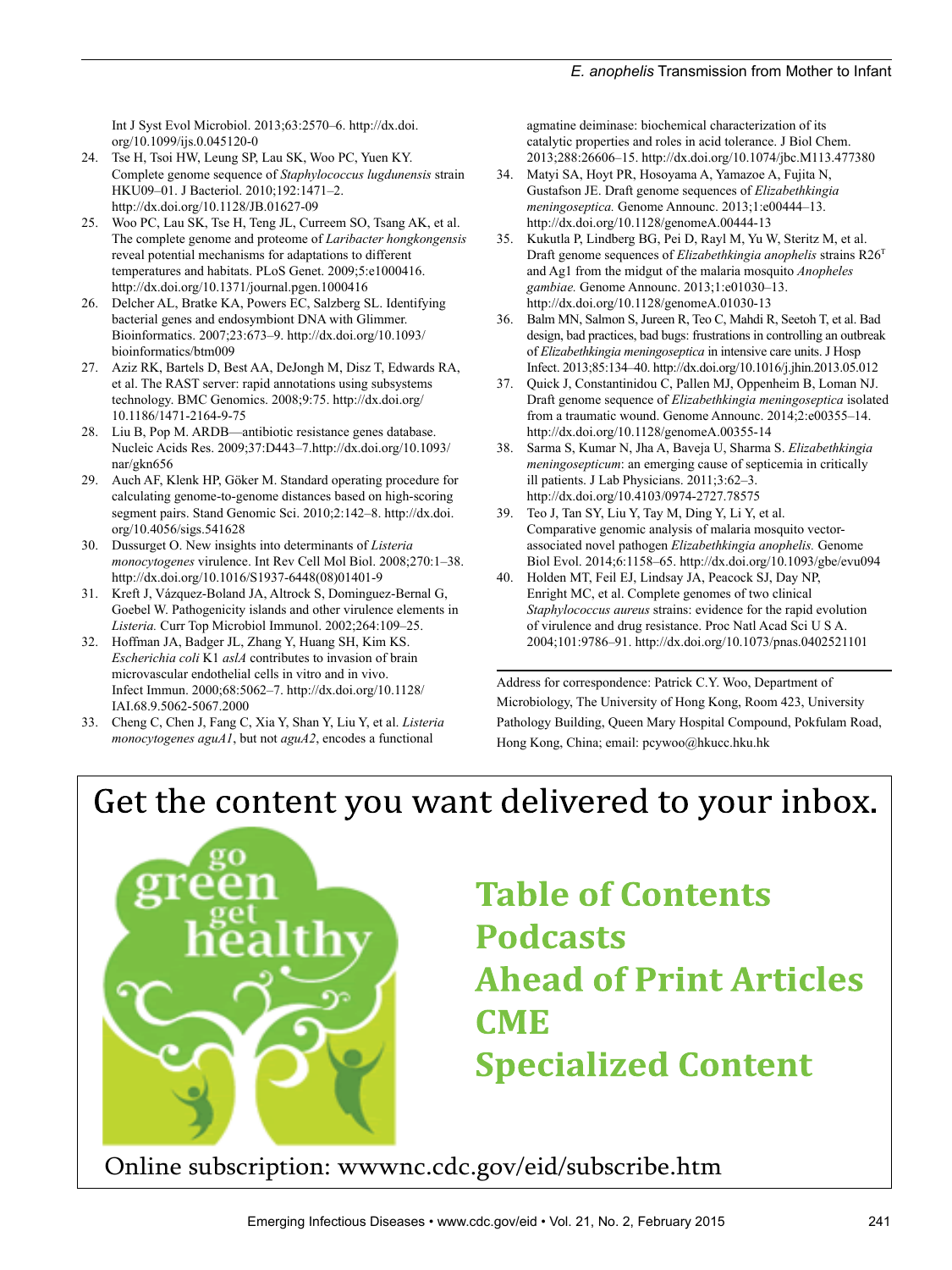Int J Syst Evol Microbiol. 2013;63:2570–6. http://dx.doi.org/10.1099/ijs.0.045120-0

24. Tse H, Tsoi HW, Leung SP, Lau SK, Woo PC, Yuen KY. Complete genome sequence of *Staphylococcus lugdunensis* strain HKU09–01. J Bacteriol. 2010;192:1471–2. http://dx.doi.org/10.1128/JB.01627-09
25. Woo PC, Lau SK, Tse H, Teng JL, Curreem SO, Tsang AK, et al. The complete genome and proteome of *Laribacter hongkongensis* reveal potential mechanisms for adaptations to different temperatures and habitats. PLoS Genet. 2009;5:e1000416. http://dx.doi.org/10.1371/journal.pgen.1000416
26. Delcher AL, Bratke KA, Powers EC, Salzberg SL. Identifying bacterial genes and endosymbiont DNA with Glimmer. Bioinformatics. 2007;23:673–9. http://dx.doi.org/10.1093/bioinformatics/btm009
27. Aziz RK, Bartels D, Best AA, DeJongh M, Disz T, Edwards RA, et al. The RAST server: rapid annotations using subsystems technology. BMC Genomics. 2008;9:75. http://dx.doi.org/10.1186/1471-2164-9-75
28. Liu B, Pop M. ARDB—antibiotic resistance genes database. Nucleic Acids Res. 2009;37:D443–7.http://dx.doi.org/10.1093/nar/gkn656
29. Auch AF, Klenk HP, Göker M. Standard operating procedure for calculating genome-to-genome distances based on high-scoring segment pairs. Stand Genomic Sci. 2010;2:142–8. http://dx.doi.org/10.4056/sigs.541628
30. Dussurget O. New insights into determinants of *Listeria monocytogenes* virulence. Int Rev Cell Mol Biol. 2008;270:1–38. http://dx.doi.org/10.1016/S1937-6448(08)01401-9
31. Kreft J, Vázquez-Boland JA, Altrock S, Dominguez-Bernal G, Goebel W. Pathogenicity islands and other virulence elements in *Listeria.* Curr Top Microbiol Immunol. 2002;264:109–25.
32. Hoffman JA, Badger JL, Zhang Y, Huang SH, Kim KS. *Escherichia coli* K1 *aslA* contributes to invasion of brain microvascular endothelial cells in vitro and in vivo. Infect Immun. 2000;68:5062–7. http://dx.doi.org/10.1128/IAI.68.9.5062-5067.2000
33. Cheng C, Chen J, Fang C, Xia Y, Shan Y, Liu Y, et al. *Listeria monocytogenes aguA1*, but not *aguA2*, encodes a functional agmatine deiminase: biochemical characterization of its catalytic properties and roles in acid tolerance. J Biol Chem. 2013;288:26606–15. http://dx.doi.org/10.1074/jbc.M113.477380
34. Matyi SA, Hoyt PR, Hosoyama A, Yamazoe A, Fujita N, Gustafson JE. Draft genome sequences of *Elizabethkingia meningoseptica.* Genome Announc. 2013;1:e00444–13. http://dx.doi.org/10.1128/genomeA.00444-13
35. Kukutla P, Lindberg BG, Pei D, Rayl M, Yu W, Steritz M, et al. Draft genome sequences of *Elizabethkingia anophelis* strains R26[T] and Ag1 from the midgut of the malaria mosquito *Anopheles gambiae.* Genome Announc. 2013;1:e01030–13. http://dx.doi.org/10.1128/genomeA.01030-13
36. Balm MN, Salmon S, Jureen R, Teo C, Mahdi R, Seetoh T, et al. Bad design, bad practices, bad bugs: frustrations in controlling an outbreak of *Elizabethkingia meningoseptica* in intensive care units. J Hosp Infect. 2013;85:134–40. http://dx.doi.org/10.1016/j.jhin.2013.05.012
37. Quick J, Constantinidou C, Pallen MJ, Oppenheim B, Loman NJ. Draft genome sequence of *Elizabethkingia meningoseptica* isolated from a traumatic wound. Genome Announc. 2014;2:e00355–14. http://dx.doi.org/10.1128/genomeA.00355-14
38. Sarma S, Kumar N, Jha A, Baveja U, Sharma S. *Elizabethkingia meningosepticum*: an emerging cause of septicemia in critically ill patients. J Lab Physicians. 2011;3:62–3. http://dx.doi.org/10.4103/0974-2727.78575
39. Teo J, Tan SY, Liu Y, Tay M, Ding Y, Li Y, et al. Comparative genomic analysis of malaria mosquito vector-associated novel pathogen *Elizabethkingia anophelis.* Genome Biol Evol. 2014;6:1158–65. http://dx.doi.org/10.1093/gbe/evu094
40. Holden MT, Feil EJ, Lindsay JA, Peacock SJ, Day NP, Enright MC, et al. Complete genomes of two clinical *Staphylococcus aureus* strains: evidence for the rapid evolution of virulence and drug resistance. Proc Natl Acad Sci U S A. 2004;101:9786–91. http://dx.doi.org/10.1073/pnas.0402521101

Address for correspondence: Patrick C.Y. Woo, Department of Microbiology, The University of Hong Kong, Room 423, University Pathology Building, Queen Mary Hospital Compound, Pokfulam Road, Hong Kong, China; email: pcywoo@hkucc.hku.hk

Get the content you want delivered to your inbox.

go green get healthy

**Table of Contents**
**Podcasts**
**Ahead of Print Articles**
**CME**
**Specialized Content**

Online subscription: wwwnc.cdc.gov/eid/subscribe.htm